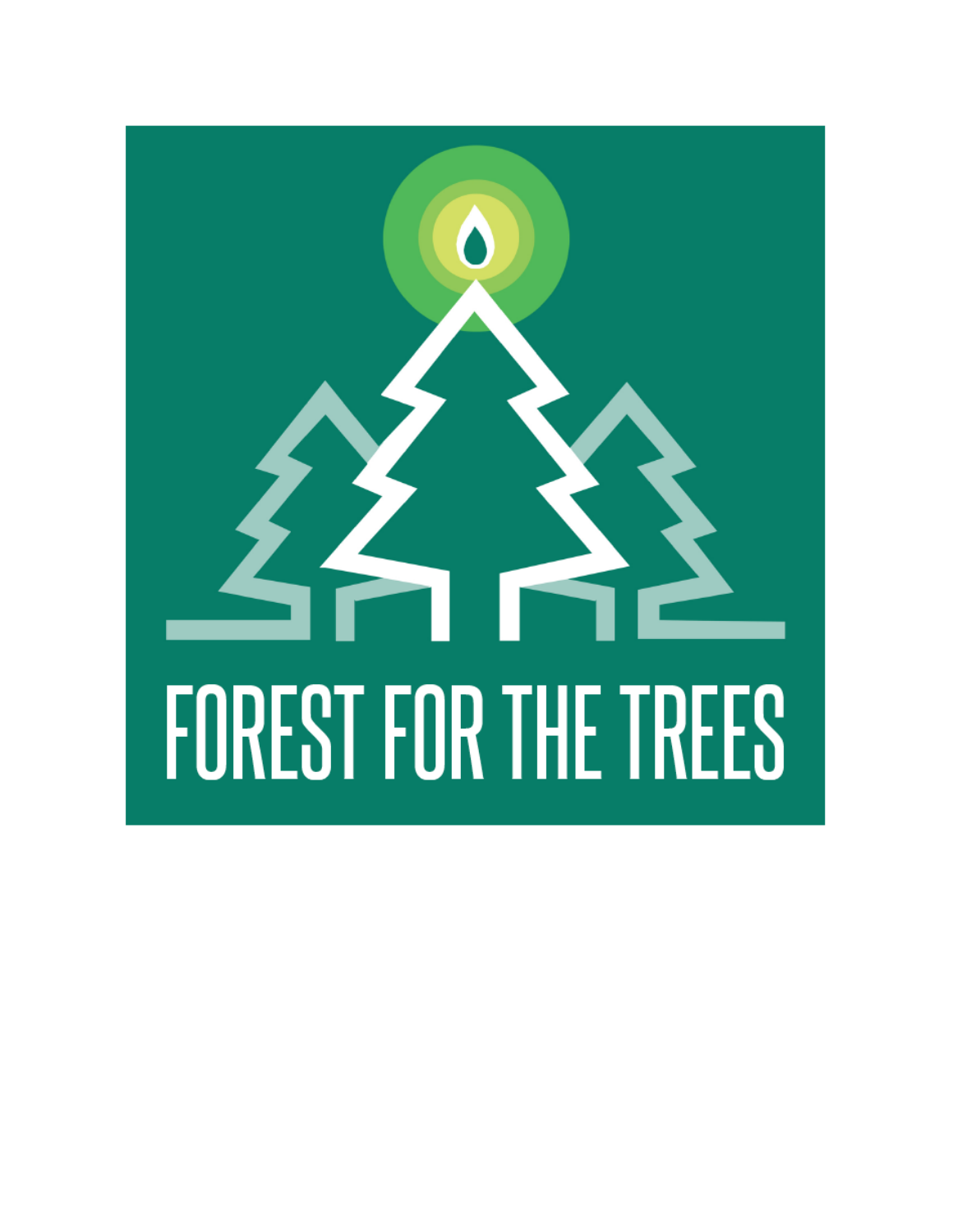# FOREST FOR THE TREES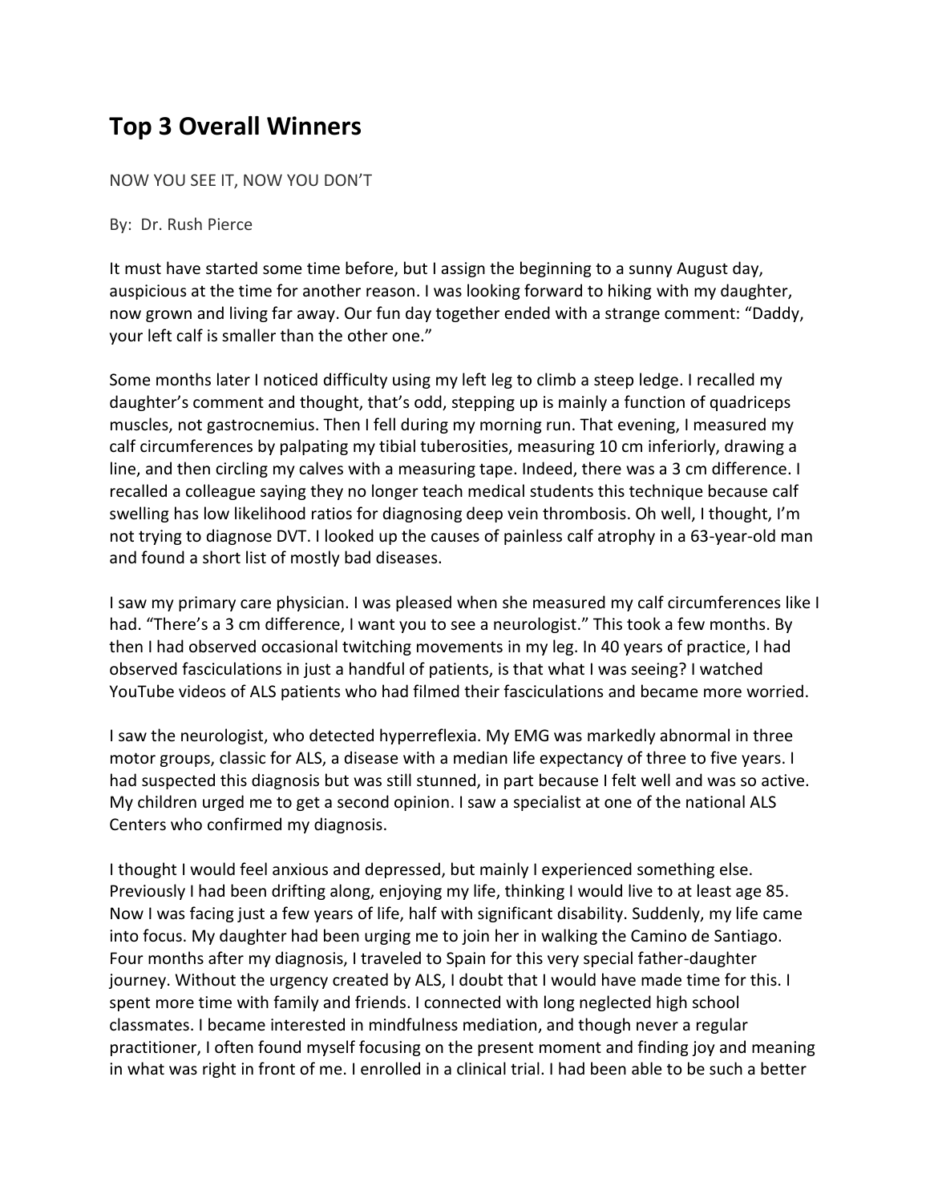# Top 3 Overall Winners

NOW YOU SEE IT, NOW YOU DON'T

By: Dr. Rush Pierce

It must have started some time before, but I assign the beginning to a sunny August day, auspicious at the time for another reason. I was looking forward to hiking with my daughter, now grown and living far away. Our fun day together ended with a strange comment: "Daddy, your left calf is smaller than the other one."

Some months later I noticed difficulty using my left leg to climb a steep ledge. I recalled my daughter's comment and thought, that's odd, stepping up is mainly a function of quadriceps muscles, not gastrocnemius. Then I fell during my morning run. That evening, I measured my calf circumferences by palpating my tibial tuberosities, measuring 10 cm inferiorly, drawing a line, and then circling my calves with a measuring tape. Indeed, there was a 3 cm difference. I recalled a colleague saying they no longer teach medical students this technique because calf swelling has low likelihood ratios for diagnosing deep vein thrombosis. Oh well, I thought, I'm not trying to diagnose DVT. I looked up the causes of painless calf atrophy in a 63-year-old man and found a short list of mostly bad diseases.

I saw my primary care physician. I was pleased when she measured my calf circumferences like I had. "There's a 3 cm difference, I want you to see a neurologist." This took a few months. By then I had observed occasional twitching movements in my leg. In 40 years of practice, I had observed fasciculations in just a handful of patients, is that what I was seeing? I watched YouTube videos of ALS patients who had filmed their fasciculations and became more worried.

I saw the neurologist, who detected hyperreflexia. My EMG was markedly abnormal in three motor groups, classic for ALS, a disease with a median life expectancy of three to five years. I had suspected this diagnosis but was still stunned, in part because I felt well and was so active. My children urged me to get a second opinion. I saw a specialist at one of the national ALS Centers who confirmed my diagnosis.

I thought I would feel anxious and depressed, but mainly I experienced something else. Previously I had been drifting along, enjoying my life, thinking I would live to at least age 85. Now I was facing just a few years of life, half with significant disability. Suddenly, my life came into focus. My daughter had been urging me to join her in walking the Camino de Santiago. Four months after my diagnosis, I traveled to Spain for this very special father-daughter journey. Without the urgency created by ALS, I doubt that I would have made time for this. I spent more time with family and friends. I connected with long neglected high school classmates. I became interested in mindfulness mediation, and though never a regular practitioner, I often found myself focusing on the present moment and finding joy and meaning in what was right in front of me. I enrolled in a clinical trial. I had been able to be such a better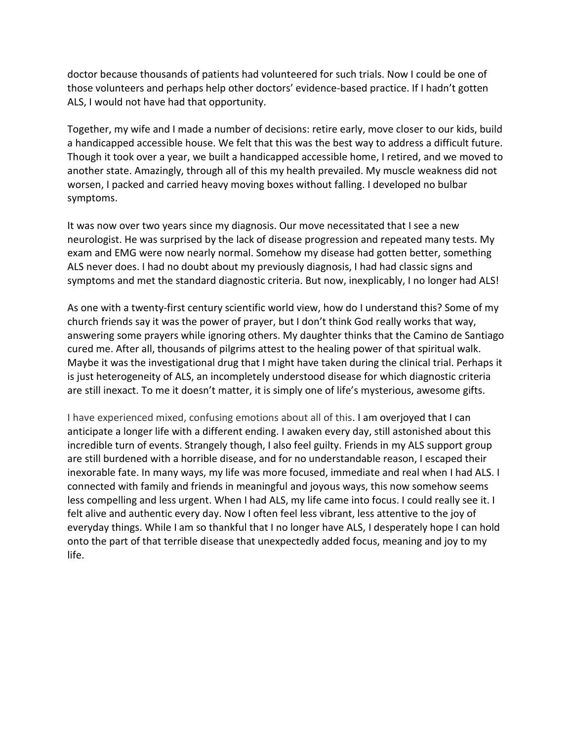doctor because thousands of patients had volunteered for such trials. Now I could be one of those volunteers and perhaps help other doctors' evidence-based practice. If I hadn't gotten ALS, I would not have had that opportunity.

Together, my wife and I made a number of decisions: retire early, move closer to our kids, build a handicapped accessible house. We felt that this was the best way to address a difficult future. Though it took over a year, we built a handicapped accessible home, I retired, and we moved to another state. Amazingly, through all of this my health prevailed. My muscle weakness did not worsen, I packed and carried heavy moving boxes without falling. I developed no bulbar symptoms.

It was now over two years since my diagnosis. Our move necessitated that I see a new neurologist. He was surprised by the lack of disease progression and repeated many tests. My exam and EMG were now nearly normal. Somehow my disease had gotten better, something ALS never does. I had no doubt about my previously diagnosis, I had had classic signs and symptoms and met the standard diagnostic criteria. But now, inexplicably, I no longer had ALS!

As one with a twenty-first century scientific world view, how do I understand this? Some of my church friends say it was the power of prayer, but I don't think God really works that way, answering some prayers while ignoring others. My daughter thinks that the Camino de Santiago cured me. After all, thousands of pilgrims attest to the healing power of that spiritual walk. Maybe it was the investigational drug that I might have taken during the clinical trial. Perhaps it is just heterogeneity of ALS, an incompletely understood disease for which diagnostic criteria are still inexact. To me it doesn't matter, it is simply one of life's mysterious, awesome gifts.

I have experienced mixed, confusing emotions about all of this. I am overjoyed that I can anticipate a longer life with a different ending. I awaken every day, still astonished about this incredible turn of events. Strangely though, I also feel guilty. Friends in my ALS support group are still burdened with a horrible disease, and for no understandable reason, I escaped their inexorable fate. In many ways, my life was more focused, immediate and real when I had ALS. I connected with family and friends in meaningful and joyous ways, this now somehow seems less compelling and less urgent. When I had ALS, my life came into focus. I could really see it. I felt alive and authentic every day. Now I often feel less vibrant, less attentive to the joy of everyday things. While I am so thankful that I no longer have ALS, I desperately hope I can hold onto the part of that terrible disease that unexpectedly added focus, meaning and joy to my life.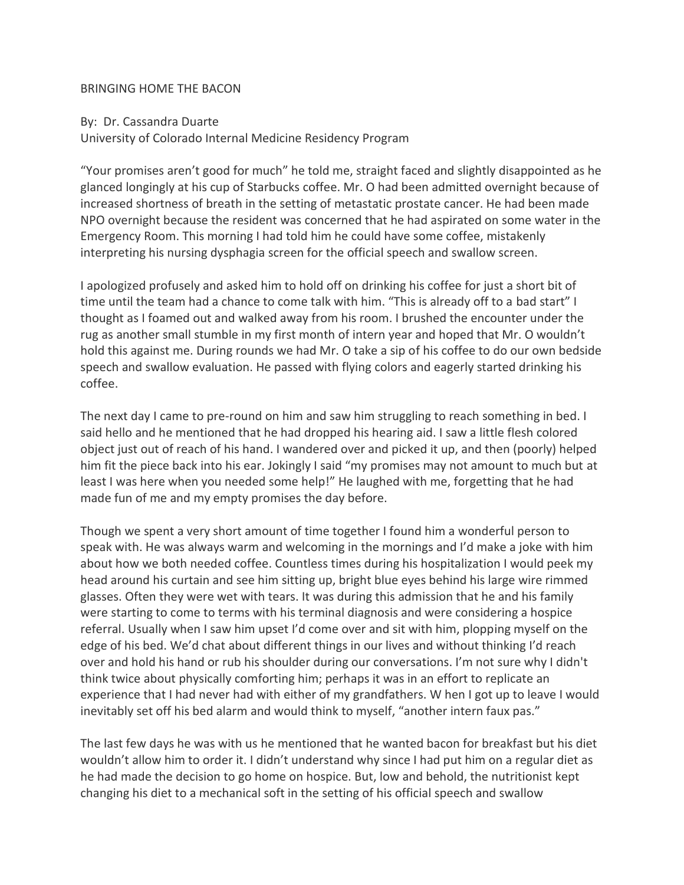BRINGING HOME THE BACON

By: Dr. Cassandra Duarte
University of Colorado Internal Medicine Residency Program

"Your promises aren't good for much" he told me, straight faced and slightly disappointed as he glanced longingly at his cup of Starbucks coffee. Mr. O had been admitted overnight because of increased shortness of breath in the setting of metastatic prostate cancer. He had been made NPO overnight because the resident was concerned that he had aspirated on some water in the Emergency Room. This morning I had told him he could have some coffee, mistakenly interpreting his nursing dysphagia screen for the official speech and swallow screen.

I apologized profusely and asked him to hold off on drinking his coffee for just a short bit of time until the team had a chance to come talk with him. "This is already off to a bad start" I thought as I foamed out and walked away from his room. I brushed the encounter under the rug as another small stumble in my first month of intern year and hoped that Mr. O wouldn't hold this against me. During rounds we had Mr. O take a sip of his coffee to do our own bedside speech and swallow evaluation. He passed with flying colors and eagerly started drinking his coffee.

The next day I came to pre-round on him and saw him struggling to reach something in bed. I said hello and he mentioned that he had dropped his hearing aid. I saw a little flesh colored object just out of reach of his hand. I wandered over and picked it up, and then (poorly) helped him fit the piece back into his ear. Jokingly I said "my promises may not amount to much but at least I was here when you needed some help!" He laughed with me, forgetting that he had made fun of me and my empty promises the day before.

Though we spent a very short amount of time together I found him a wonderful person to speak with. He was always warm and welcoming in the mornings and I'd make a joke with him about how we both needed coffee. Countless times during his hospitalization I would peek my head around his curtain and see him sitting up, bright blue eyes behind his large wire rimmed glasses. Often they were wet with tears. It was during this admission that he and his family were starting to come to terms with his terminal diagnosis and were considering a hospice referral. Usually when I saw him upset I'd come over and sit with him, plopping myself on the edge of his bed. We'd chat about different things in our lives and without thinking I'd reach over and hold his hand or rub his shoulder during our conversations. I'm not sure why I didn't think twice about physically comforting him; perhaps it was in an effort to replicate an experience that I had never had with either of my grandfathers. W hen I got up to leave I would inevitably set off his bed alarm and would think to myself, "another intern faux pas."

The last few days he was with us he mentioned that he wanted bacon for breakfast but his diet wouldn't allow him to order it. I didn't understand why since I had put him on a regular diet as he had made the decision to go home on hospice. But, low and behold, the nutritionist kept changing his diet to a mechanical soft in the setting of his official speech and swallow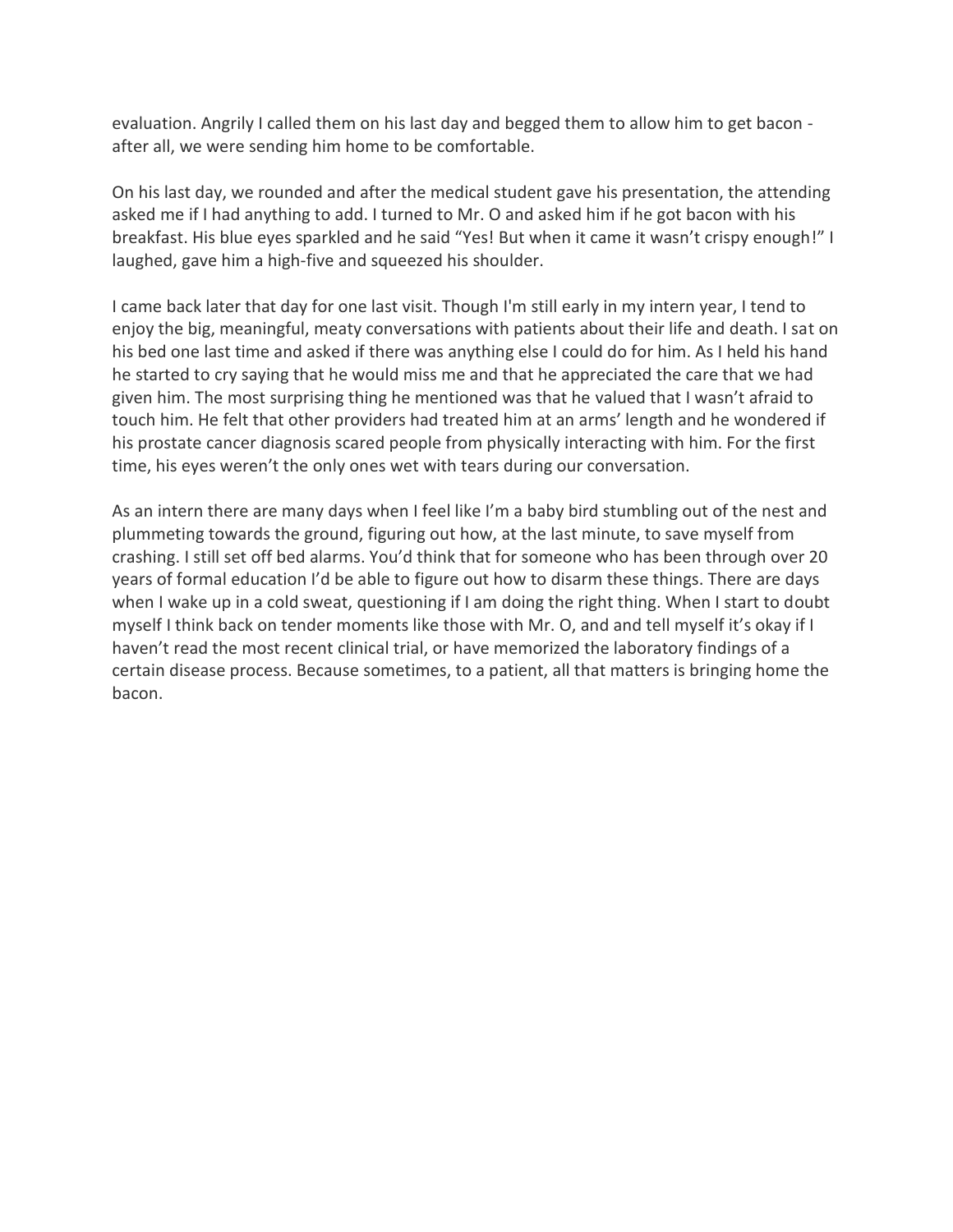evaluation. Angrily I called them on his last day and begged them to allow him to get bacon - after all, we were sending him home to be comfortable.

On his last day, we rounded and after the medical student gave his presentation, the attending asked me if I had anything to add. I turned to Mr. O and asked him if he got bacon with his breakfast. His blue eyes sparkled and he said "Yes! But when it came it wasn't crispy enough!" I laughed, gave him a high-five and squeezed his shoulder.

I came back later that day for one last visit. Though I'm still early in my intern year, I tend to enjoy the big, meaningful, meaty conversations with patients about their life and death. I sat on his bed one last time and asked if there was anything else I could do for him. As I held his hand he started to cry saying that he would miss me and that he appreciated the care that we had given him. The most surprising thing he mentioned was that he valued that I wasn't afraid to touch him. He felt that other providers had treated him at an arms' length and he wondered if his prostate cancer diagnosis scared people from physically interacting with him. For the first time, his eyes weren't the only ones wet with tears during our conversation.

As an intern there are many days when I feel like I'm a baby bird stumbling out of the nest and plummeting towards the ground, figuring out how, at the last minute, to save myself from crashing. I still set off bed alarms. You'd think that for someone who has been through over 20 years of formal education I'd be able to figure out how to disarm these things. There are days when I wake up in a cold sweat, questioning if I am doing the right thing. When I start to doubt myself I think back on tender moments like those with Mr. O, and and tell myself it's okay if I haven't read the most recent clinical trial, or have memorized the laboratory findings of a certain disease process. Because sometimes, to a patient, all that matters is bringing home the bacon.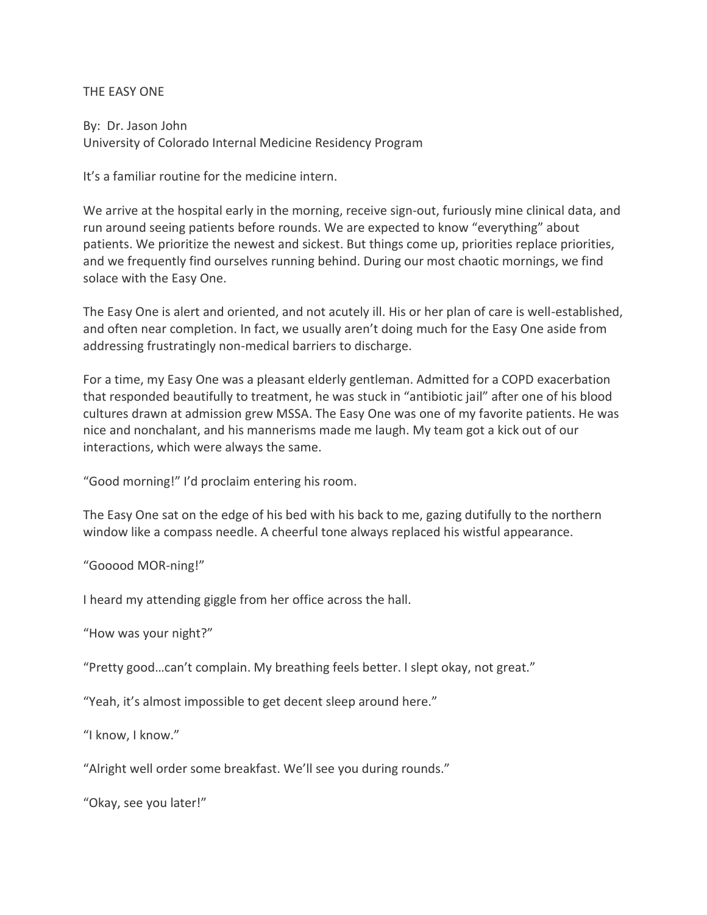# THE EASY ONE

By: Dr. Jason John
University of Colorado Internal Medicine Residency Program

It's a familiar routine for the medicine intern.

We arrive at the hospital early in the morning, receive sign-out, furiously mine clinical data, and run around seeing patients before rounds. We are expected to know "everything" about patients. We prioritize the newest and sickest. But things come up, priorities replace priorities, and we frequently find ourselves running behind. During our most chaotic mornings, we find solace with the Easy One.

The Easy One is alert and oriented, and not acutely ill. His or her plan of care is well-established, and often near completion. In fact, we usually aren't doing much for the Easy One aside from addressing frustratingly non-medical barriers to discharge.

For a time, my Easy One was a pleasant elderly gentleman. Admitted for a COPD exacerbation that responded beautifully to treatment, he was stuck in "antibiotic jail" after one of his blood cultures drawn at admission grew MSSA. The Easy One was one of my favorite patients. He was nice and nonchalant, and his mannerisms made me laugh. My team got a kick out of our interactions, which were always the same.

"Good morning!" I'd proclaim entering his room.

The Easy One sat on the edge of his bed with his back to me, gazing dutifully to the northern window like a compass needle. A cheerful tone always replaced his wistful appearance.

"Gooood MOR-ning!"

I heard my attending giggle from her office across the hall.

"How was your night?"

"Pretty good…can't complain. My breathing feels better. I slept okay, not great."

"Yeah, it's almost impossible to get decent sleep around here."

"I know, I know."

"Alright well order some breakfast. We'll see you during rounds."

"Okay, see you later!"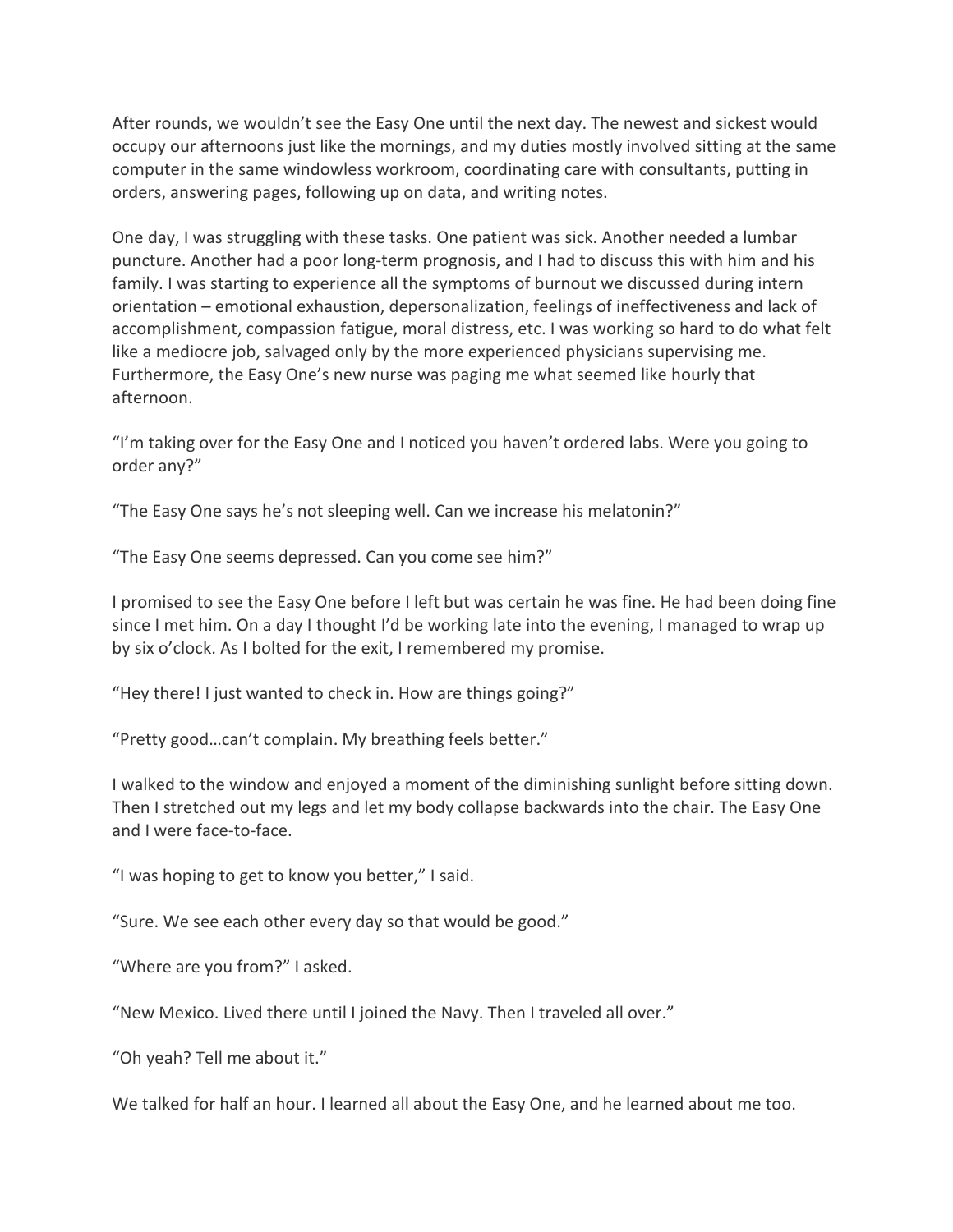After rounds, we wouldn't see the Easy One until the next day. The newest and sickest would occupy our afternoons just like the mornings, and my duties mostly involved sitting at the same computer in the same windowless workroom, coordinating care with consultants, putting in orders, answering pages, following up on data, and writing notes.

One day, I was struggling with these tasks. One patient was sick. Another needed a lumbar puncture. Another had a poor long-term prognosis, and I had to discuss this with him and his family. I was starting to experience all the symptoms of burnout we discussed during intern orientation – emotional exhaustion, depersonalization, feelings of ineffectiveness and lack of accomplishment, compassion fatigue, moral distress, etc. I was working so hard to do what felt like a mediocre job, salvaged only by the more experienced physicians supervising me. Furthermore, the Easy One's new nurse was paging me what seemed like hourly that afternoon.

"I'm taking over for the Easy One and I noticed you haven't ordered labs. Were you going to order any?"

"The Easy One says he's not sleeping well. Can we increase his melatonin?"

"The Easy One seems depressed. Can you come see him?"

I promised to see the Easy One before I left but was certain he was fine. He had been doing fine since I met him. On a day I thought I'd be working late into the evening, I managed to wrap up by six o'clock. As I bolted for the exit, I remembered my promise.

"Hey there! I just wanted to check in. How are things going?"

"Pretty good…can't complain. My breathing feels better."

I walked to the window and enjoyed a moment of the diminishing sunlight before sitting down. Then I stretched out my legs and let my body collapse backwards into the chair. The Easy One and I were face-to-face.

"I was hoping to get to know you better," I said.

"Sure. We see each other every day so that would be good."

"Where are you from?" I asked.

"New Mexico. Lived there until I joined the Navy. Then I traveled all over."

"Oh yeah? Tell me about it."

We talked for half an hour. I learned all about the Easy One, and he learned about me too.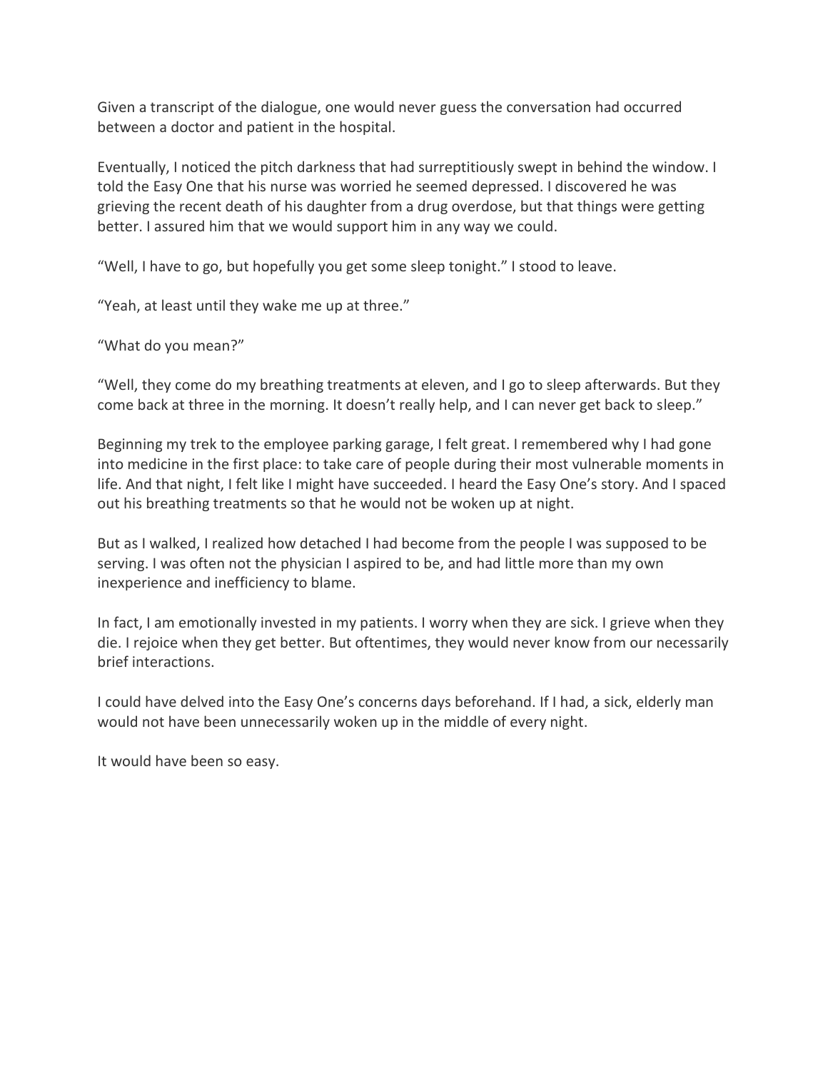Given a transcript of the dialogue, one would never guess the conversation had occurred between a doctor and patient in the hospital.

Eventually, I noticed the pitch darkness that had surreptitiously swept in behind the window. I told the Easy One that his nurse was worried he seemed depressed. I discovered he was grieving the recent death of his daughter from a drug overdose, but that things were getting better. I assured him that we would support him in any way we could.

“Well, I have to go, but hopefully you get some sleep tonight.” I stood to leave.

“Yeah, at least until they wake me up at three.”

“What do you mean?”

“Well, they come do my breathing treatments at eleven, and I go to sleep afterwards. But they come back at three in the morning. It doesn’t really help, and I can never get back to sleep.”

Beginning my trek to the employee parking garage, I felt great. I remembered why I had gone into medicine in the first place: to take care of people during their most vulnerable moments in life. And that night, I felt like I might have succeeded. I heard the Easy One’s story. And I spaced out his breathing treatments so that he would not be woken up at night.

But as I walked, I realized how detached I had become from the people I was supposed to be serving. I was often not the physician I aspired to be, and had little more than my own inexperience and inefficiency to blame.

In fact, I am emotionally invested in my patients. I worry when they are sick. I grieve when they die. I rejoice when they get better. But oftentimes, they would never know from our necessarily brief interactions.

I could have delved into the Easy One’s concerns days beforehand. If I had, a sick, elderly man would not have been unnecessarily woken up in the middle of every night.

It would have been so easy.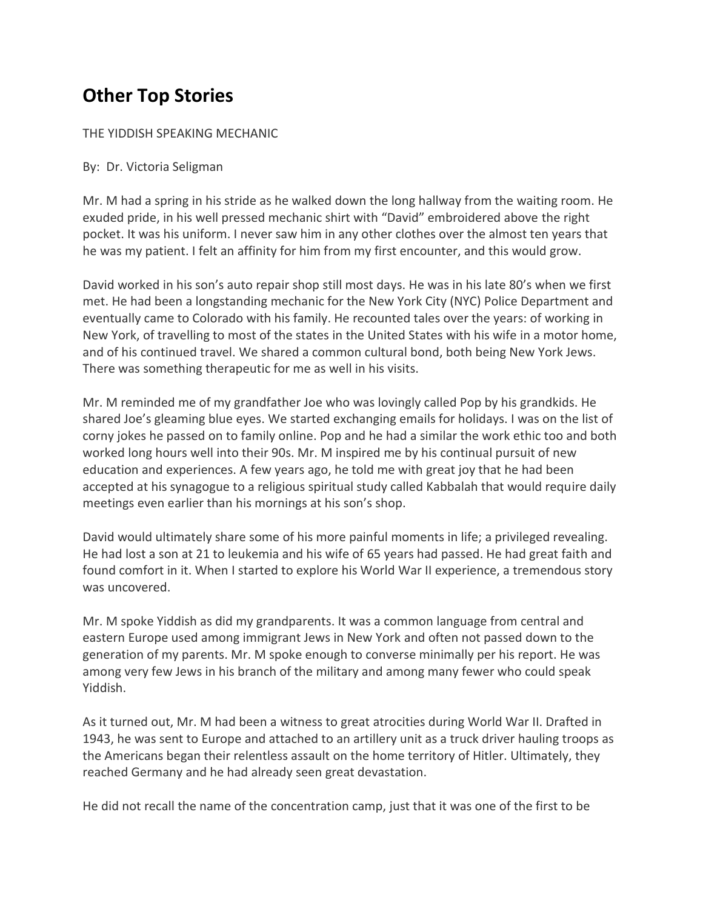## Other Top Stories

THE YIDDISH SPEAKING MECHANIC

By: Dr. Victoria Seligman

Mr. M had a spring in his stride as he walked down the long hallway from the waiting room. He exuded pride, in his well pressed mechanic shirt with "David" embroidered above the right pocket. It was his uniform. I never saw him in any other clothes over the almost ten years that he was my patient. I felt an affinity for him from my first encounter, and this would grow.

David worked in his son's auto repair shop still most days. He was in his late 80's when we first met. He had been a longstanding mechanic for the New York City (NYC) Police Department and eventually came to Colorado with his family. He recounted tales over the years: of working in New York, of travelling to most of the states in the United States with his wife in a motor home, and of his continued travel. We shared a common cultural bond, both being New York Jews. There was something therapeutic for me as well in his visits.

Mr. M reminded me of my grandfather Joe who was lovingly called Pop by his grandkids. He shared Joe's gleaming blue eyes. We started exchanging emails for holidays. I was on the list of corny jokes he passed on to family online. Pop and he had a similar the work ethic too and both worked long hours well into their 90s. Mr. M inspired me by his continual pursuit of new education and experiences. A few years ago, he told me with great joy that he had been accepted at his synagogue to a religious spiritual study called Kabbalah that would require daily meetings even earlier than his mornings at his son's shop.

David would ultimately share some of his more painful moments in life; a privileged revealing. He had lost a son at 21 to leukemia and his wife of 65 years had passed. He had great faith and found comfort in it. When I started to explore his World War II experience, a tremendous story was uncovered.

Mr. M spoke Yiddish as did my grandparents. It was a common language from central and eastern Europe used among immigrant Jews in New York and often not passed down to the generation of my parents. Mr. M spoke enough to converse minimally per his report. He was among very few Jews in his branch of the military and among many fewer who could speak Yiddish.

As it turned out, Mr. M had been a witness to great atrocities during World War II. Drafted in 1943, he was sent to Europe and attached to an artillery unit as a truck driver hauling troops as the Americans began their relentless assault on the home territory of Hitler. Ultimately, they reached Germany and he had already seen great devastation.

He did not recall the name of the concentration camp, just that it was one of the first to be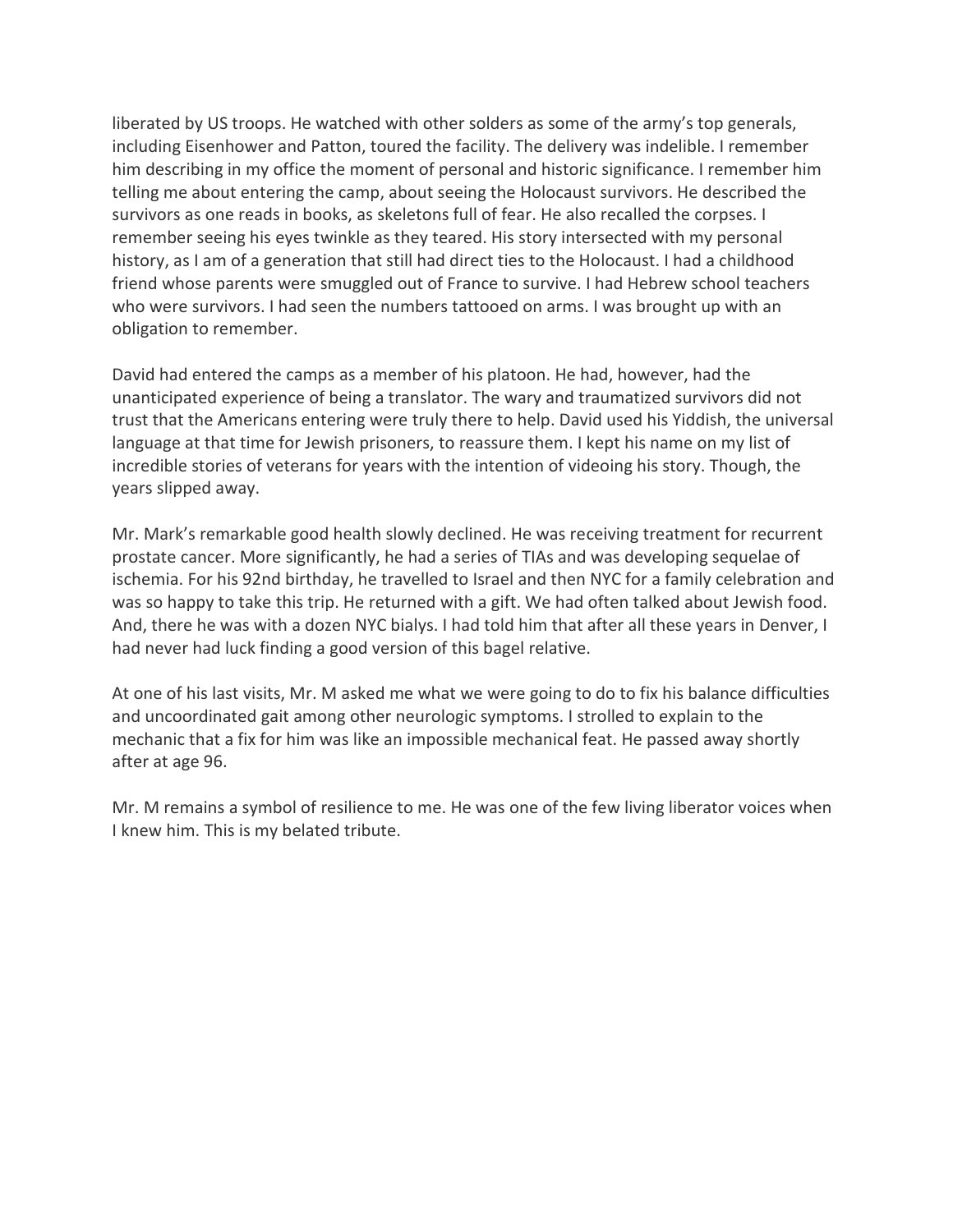liberated by US troops. He watched with other solders as some of the army's top generals, including Eisenhower and Patton, toured the facility. The delivery was indelible. I remember him describing in my office the moment of personal and historic significance. I remember him telling me about entering the camp, about seeing the Holocaust survivors. He described the survivors as one reads in books, as skeletons full of fear. He also recalled the corpses. I remember seeing his eyes twinkle as they teared. His story intersected with my personal history, as I am of a generation that still had direct ties to the Holocaust. I had a childhood friend whose parents were smuggled out of France to survive. I had Hebrew school teachers who were survivors. I had seen the numbers tattooed on arms. I was brought up with an obligation to remember.

David had entered the camps as a member of his platoon. He had, however, had the unanticipated experience of being a translator. The wary and traumatized survivors did not trust that the Americans entering were truly there to help. David used his Yiddish, the universal language at that time for Jewish prisoners, to reassure them. I kept his name on my list of incredible stories of veterans for years with the intention of videoing his story. Though, the years slipped away.

Mr. Mark's remarkable good health slowly declined. He was receiving treatment for recurrent prostate cancer. More significantly, he had a series of TIAs and was developing sequelae of ischemia. For his 92nd birthday, he travelled to Israel and then NYC for a family celebration and was so happy to take this trip. He returned with a gift. We had often talked about Jewish food. And, there he was with a dozen NYC bialys. I had told him that after all these years in Denver, I had never had luck finding a good version of this bagel relative.

At one of his last visits, Mr. M asked me what we were going to do to fix his balance difficulties and uncoordinated gait among other neurologic symptoms. I strolled to explain to the mechanic that a fix for him was like an impossible mechanical feat. He passed away shortly after at age 96.

Mr. M remains a symbol of resilience to me. He was one of the few living liberator voices when I knew him. This is my belated tribute.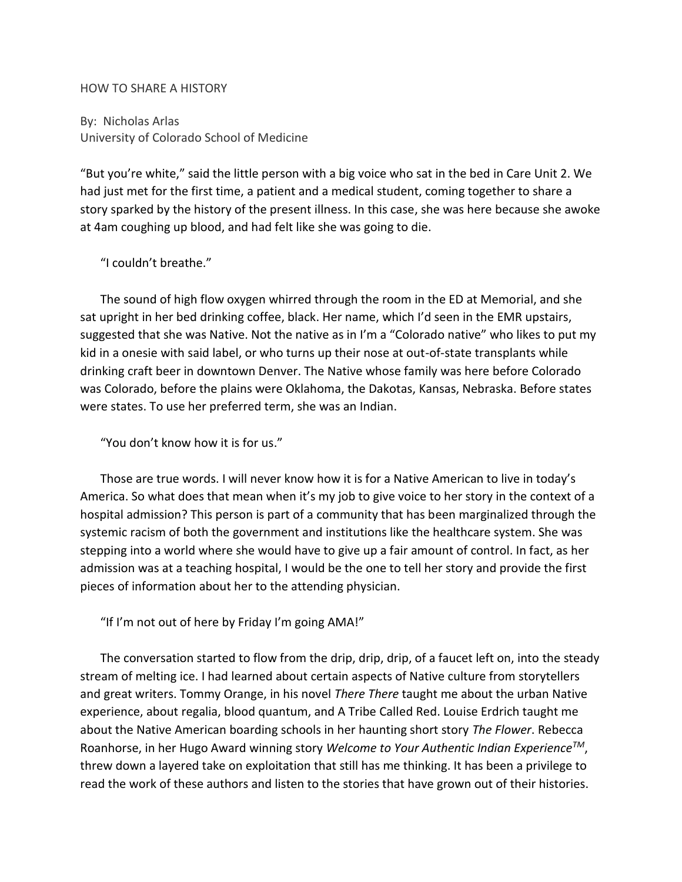# HOW TO SHARE A HISTORY

By: Nicholas Arlas
University of Colorado School of Medicine

"But you're white," said the little person with a big voice who sat in the bed in Care Unit 2. We had just met for the first time, a patient and a medical student, coming together to share a story sparked by the history of the present illness. In this case, she was here because she awoke at 4am coughing up blood, and had felt like she was going to die.

"I couldn't breathe."

The sound of high flow oxygen whirred through the room in the ED at Memorial, and she sat upright in her bed drinking coffee, black. Her name, which I'd seen in the EMR upstairs, suggested that she was Native. Not the native as in I'm a "Colorado native" who likes to put my kid in a onesie with said label, or who turns up their nose at out-of-state transplants while drinking craft beer in downtown Denver. The Native whose family was here before Colorado was Colorado, before the plains were Oklahoma, the Dakotas, Kansas, Nebraska. Before states were states. To use her preferred term, she was an Indian.

"You don't know how it is for us."

Those are true words. I will never know how it is for a Native American to live in today's America. So what does that mean when it's my job to give voice to her story in the context of a hospital admission? This person is part of a community that has been marginalized through the systemic racism of both the government and institutions like the healthcare system. She was stepping into a world where she would have to give up a fair amount of control. In fact, as her admission was at a teaching hospital, I would be the one to tell her story and provide the first pieces of information about her to the attending physician.

"If I'm not out of here by Friday I'm going AMA!"

The conversation started to flow from the drip, drip, drip, of a faucet left on, into the steady stream of melting ice. I had learned about certain aspects of Native culture from storytellers and great writers. Tommy Orange, in his novel *There There* taught me about the urban Native experience, about regalia, blood quantum, and A Tribe Called Red. Louise Erdrich taught me about the Native American boarding schools in her haunting short story *The Flower*. Rebecca Roanhorse, in her Hugo Award winning story *Welcome to Your Authentic Indian Experience™*, threw down a layered take on exploitation that still has me thinking. It has been a privilege to read the work of these authors and listen to the stories that have grown out of their histories.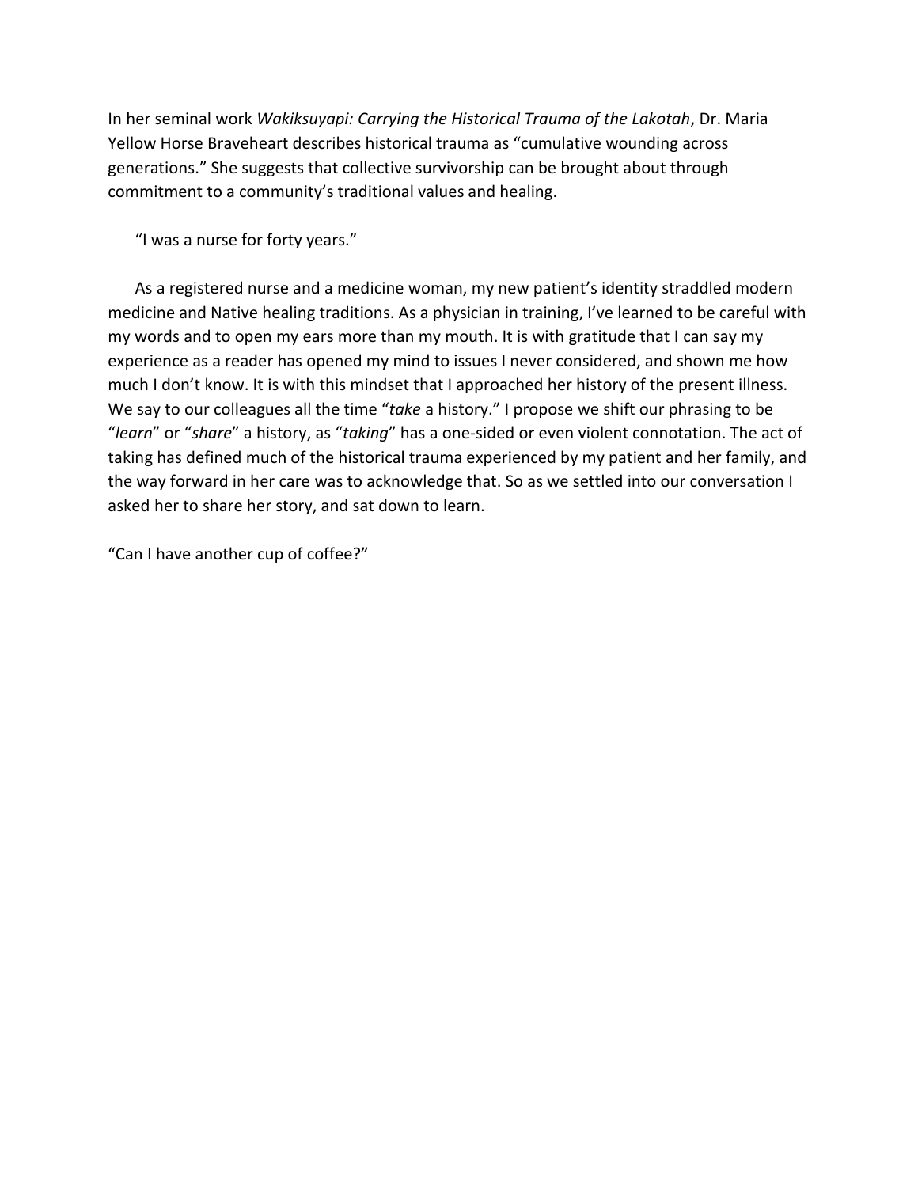In her seminal work *Wakiksuyapi: Carrying the Historical Trauma of the Lakotah*, Dr. Maria Yellow Horse Braveheart describes historical trauma as "cumulative wounding across generations." She suggests that collective survivorship can be brought about through commitment to a community's traditional values and healing.

"I was a nurse for forty years."

As a registered nurse and a medicine woman, my new patient's identity straddled modern medicine and Native healing traditions. As a physician in training, I've learned to be careful with my words and to open my ears more than my mouth. It is with gratitude that I can say my experience as a reader has opened my mind to issues I never considered, and shown me how much I don't know. It is with this mindset that I approached her history of the present illness. We say to our colleagues all the time "*take* a history." I propose we shift our phrasing to be "*learn*" or "*share*" a history, as "*taking*" has a one-sided or even violent connotation. The act of taking has defined much of the historical trauma experienced by my patient and her family, and the way forward in her care was to acknowledge that. So as we settled into our conversation I asked her to share her story, and sat down to learn.

"Can I have another cup of coffee?"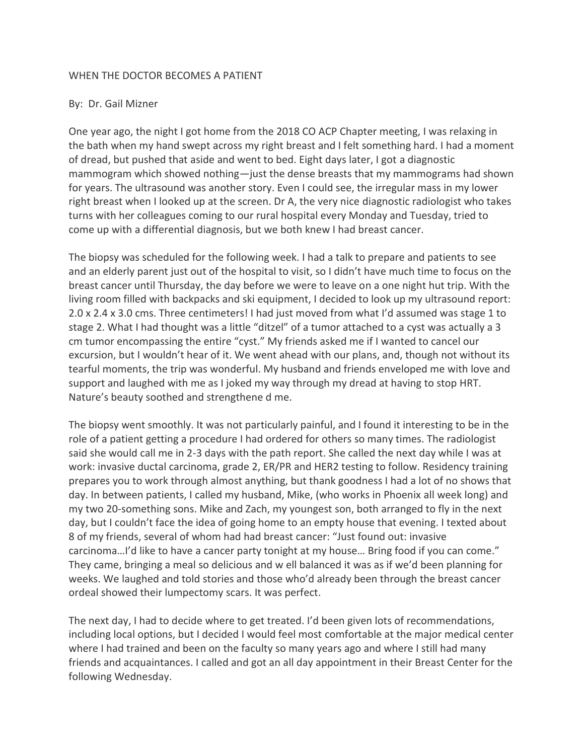WHEN THE DOCTOR BECOMES A PATIENT

By: Dr. Gail Mizner

One year ago, the night I got home from the 2018 CO ACP Chapter meeting, I was relaxing in the bath when my hand swept across my right breast and I felt something hard. I had a moment of dread, but pushed that aside and went to bed. Eight days later, I got a diagnostic mammogram which showed nothing—just the dense breasts that my mammograms had shown for years. The ultrasound was another story. Even I could see, the irregular mass in my lower right breast when I looked up at the screen. Dr A, the very nice diagnostic radiologist who takes turns with her colleagues coming to our rural hospital every Monday and Tuesday, tried to come up with a differential diagnosis, but we both knew I had breast cancer.

The biopsy was scheduled for the following week. I had a talk to prepare and patients to see and an elderly parent just out of the hospital to visit, so I didn't have much time to focus on the breast cancer until Thursday, the day before we were to leave on a one night hut trip. With the living room filled with backpacks and ski equipment, I decided to look up my ultrasound report: 2.0 x 2.4 x 3.0 cms. Three centimeters! I had just moved from what I'd assumed was stage 1 to stage 2. What I had thought was a little "ditzel" of a tumor attached to a cyst was actually a 3 cm tumor encompassing the entire "cyst." My friends asked me if I wanted to cancel our excursion, but I wouldn't hear of it. We went ahead with our plans, and, though not without its tearful moments, the trip was wonderful. My husband and friends enveloped me with love and support and laughed with me as I joked my way through my dread at having to stop HRT. Nature's beauty soothed and strengthene d me.

The biopsy went smoothly. It was not particularly painful, and I found it interesting to be in the role of a patient getting a procedure I had ordered for others so many times. The radiologist said she would call me in 2-3 days with the path report. She called the next day while I was at work: invasive ductal carcinoma, grade 2, ER/PR and HER2 testing to follow. Residency training prepares you to work through almost anything, but thank goodness I had a lot of no shows that day. In between patients, I called my husband, Mike, (who works in Phoenix all week long) and my two 20-something sons. Mike and Zach, my youngest son, both arranged to fly in the next day, but I couldn't face the idea of going home to an empty house that evening. I texted about 8 of my friends, several of whom had had breast cancer: "Just found out: invasive carcinoma…I'd like to have a cancer party tonight at my house… Bring food if you can come." They came, bringing a meal so delicious and w ell balanced it was as if we'd been planning for weeks. We laughed and told stories and those who'd already been through the breast cancer ordeal showed their lumpectomy scars. It was perfect.

The next day, I had to decide where to get treated. I'd been given lots of recommendations, including local options, but I decided I would feel most comfortable at the major medical center where I had trained and been on the faculty so many years ago and where I still had many friends and acquaintances. I called and got an all day appointment in their Breast Center for the following Wednesday.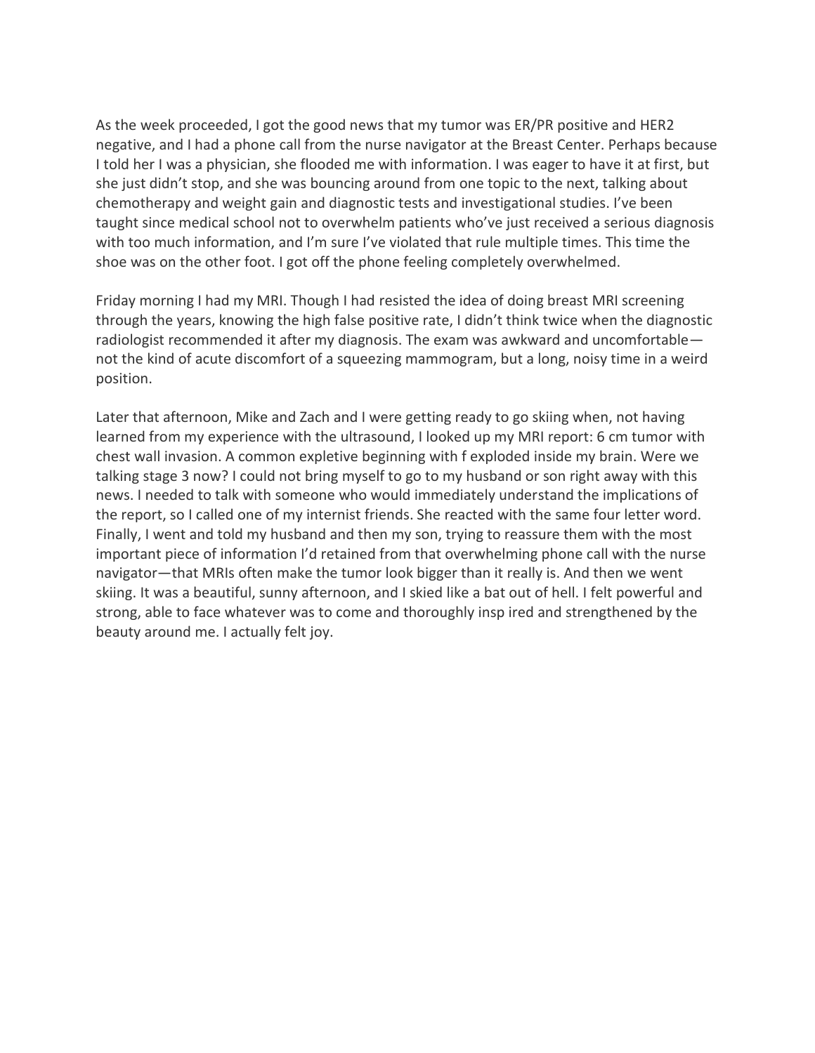As the week proceeded, I got the good news that my tumor was ER/PR positive and HER2 negative, and I had a phone call from the nurse navigator at the Breast Center. Perhaps because I told her I was a physician, she flooded me with information. I was eager to have it at first, but she just didn't stop, and she was bouncing around from one topic to the next, talking about chemotherapy and weight gain and diagnostic tests and investigational studies. I've been taught since medical school not to overwhelm patients who've just received a serious diagnosis with too much information, and I'm sure I've violated that rule multiple times. This time the shoe was on the other foot. I got off the phone feeling completely overwhelmed.

Friday morning I had my MRI. Though I had resisted the idea of doing breast MRI screening through the years, knowing the high false positive rate, I didn't think twice when the diagnostic radiologist recommended it after my diagnosis. The exam was awkward and uncomfortable—not the kind of acute discomfort of a squeezing mammogram, but a long, noisy time in a weird position.

Later that afternoon, Mike and Zach and I were getting ready to go skiing when, not having learned from my experience with the ultrasound, I looked up my MRI report: 6 cm tumor with chest wall invasion. A common expletive beginning with f exploded inside my brain. Were we talking stage 3 now? I could not bring myself to go to my husband or son right away with this news. I needed to talk with someone who would immediately understand the implications of the report, so I called one of my internist friends. She reacted with the same four letter word. Finally, I went and told my husband and then my son, trying to reassure them with the most important piece of information I'd retained from that overwhelming phone call with the nurse navigator—that MRIs often make the tumor look bigger than it really is. And then we went skiing. It was a beautiful, sunny afternoon, and I skied like a bat out of hell. I felt powerful and strong, able to face whatever was to come and thoroughly insp ired and strengthened by the beauty around me. I actually felt joy.